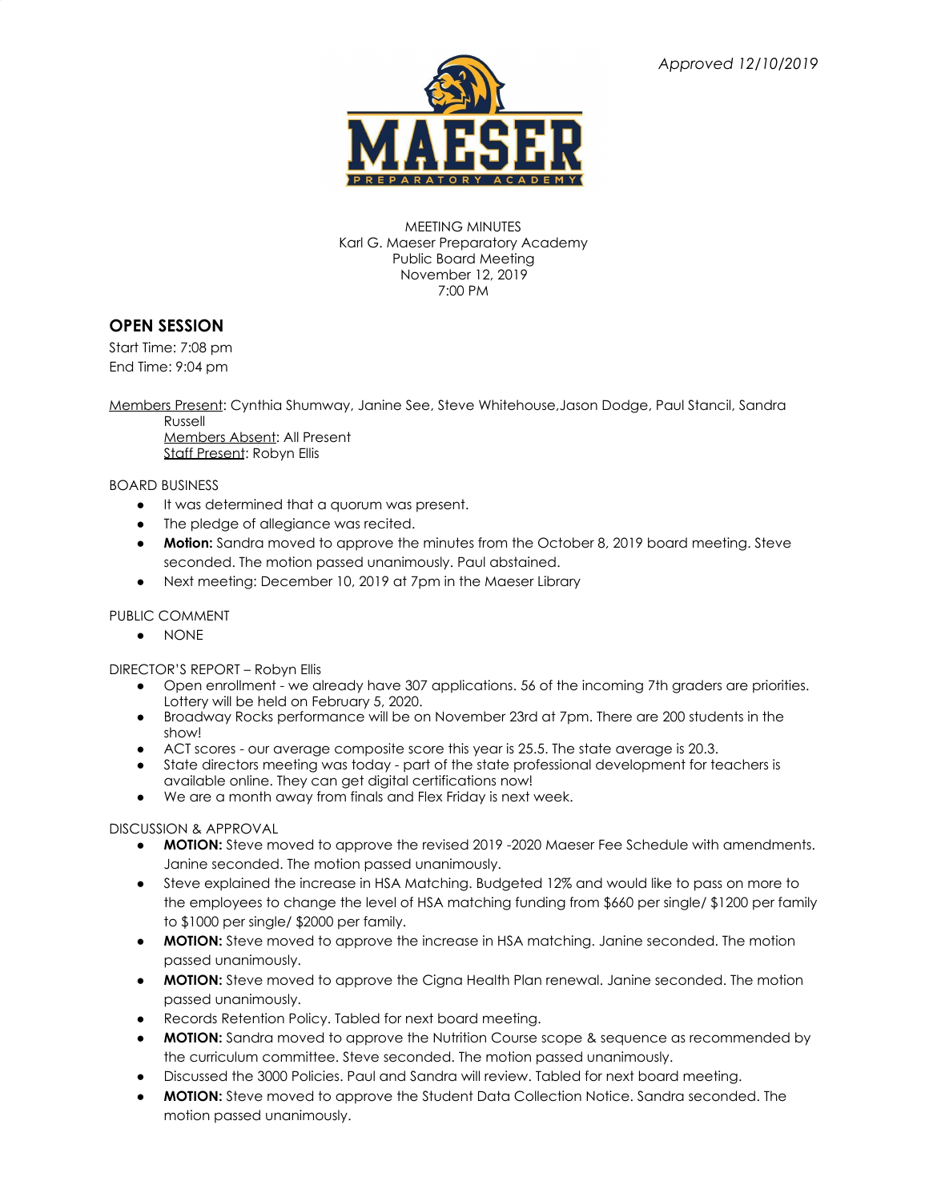*Approved 12/10/2019*

MEETING MINUTES
Karl G. Maeser Preparatory Academy
Public Board Meeting
November 12, 2019
7:00 PM

## OPEN SESSION

Start Time: 7:08 pm
End Time: 9:04 pm

Members Present: Cynthia Shumway, Janine See, Steve Whitehouse,Jason Dodge, Paul Stancil, Sandra Russell
Members Absent: All Present
Staff Present: Robyn Ellis

BOARD BUSINESS

- It was determined that a quorum was present.
- The pledge of allegiance was recited.
- **Motion:** Sandra moved to approve the minutes from the October 8, 2019 board meeting. Steve seconded. The motion passed unanimously. Paul abstained.
- Next meeting: December 10, 2019 at 7pm in the Maeser Library

PUBLIC COMMENT

- NONE

DIRECTOR'S REPORT – Robyn Ellis

- Open enrollment - we already have 307 applications. 56 of the incoming 7th graders are priorities. Lottery will be held on February 5, 2020.
- Broadway Rocks performance will be on November 23rd at 7pm. There are 200 students in the show!
- ACT scores - our average composite score this year is 25.5. The state average is 20.3.
- State directors meeting was today - part of the state professional development for teachers is available online. They can get digital certifications now!
- We are a month away from finals and Flex Friday is next week.

DISCUSSION & APPROVAL

- **MOTION:** Steve moved to approve the revised 2019 -2020 Maeser Fee Schedule with amendments. Janine seconded. The motion passed unanimously.
- Steve explained the increase in HSA Matching. Budgeted 12% and would like to pass on more to the employees to change the level of HSA matching funding from $660 per single/ $1200 per family to $1000 per single/ $2000 per family.
- **MOTION:** Steve moved to approve the increase in HSA matching. Janine seconded. The motion passed unanimously.
- **MOTION:** Steve moved to approve the Cigna Health Plan renewal. Janine seconded. The motion passed unanimously.
- Records Retention Policy. Tabled for next board meeting.
- **MOTION:** Sandra moved to approve the Nutrition Course scope & sequence as recommended by the curriculum committee. Steve seconded. The motion passed unanimously.
- Discussed the 3000 Policies. Paul and Sandra will review. Tabled for next board meeting.
- **MOTION:** Steve moved to approve the Student Data Collection Notice. Sandra seconded. The motion passed unanimously.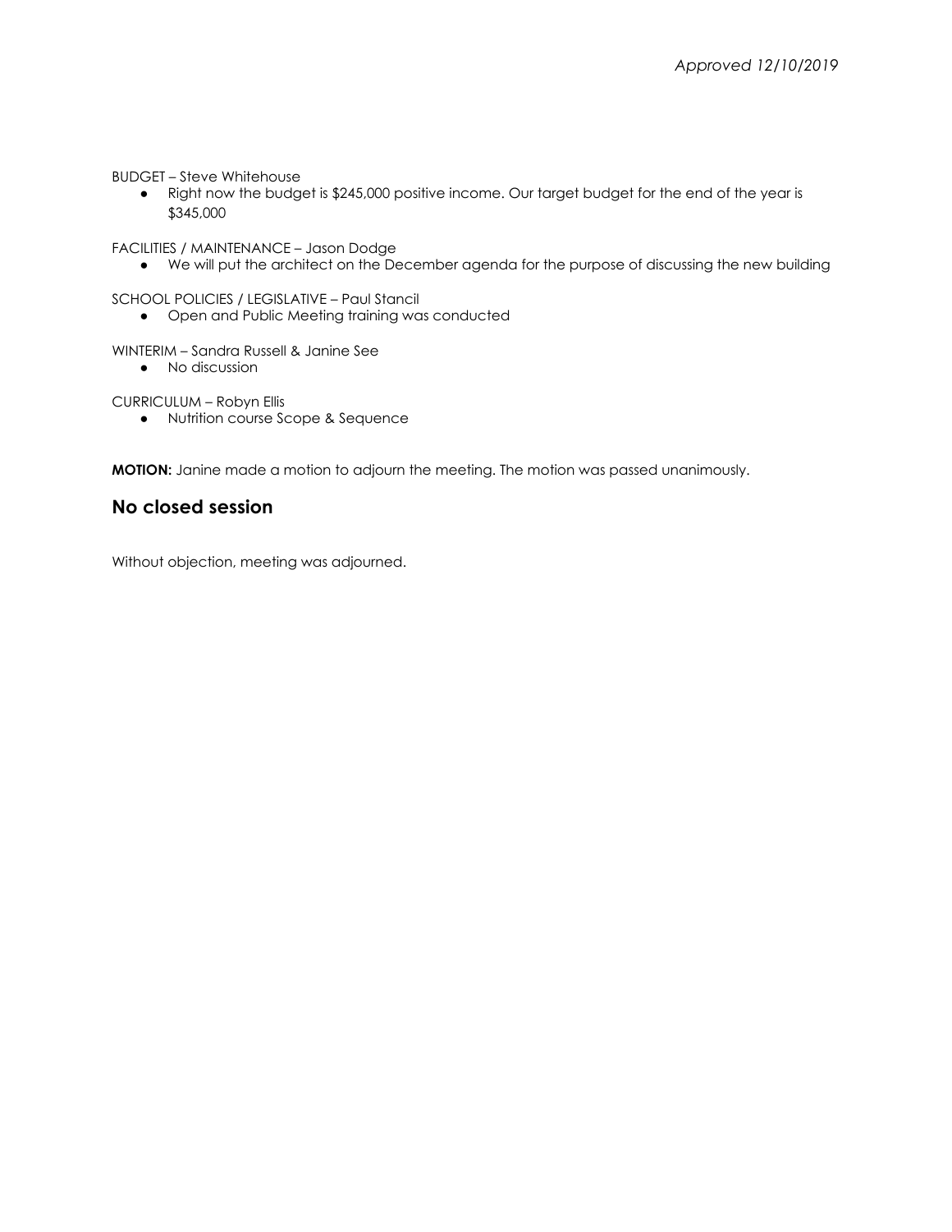*Approved 12/10/2019*

BUDGET – Steve Whitehouse

- Right now the budget is $245,000 positive income. Our target budget for the end of the year is $345,000

FACILITIES / MAINTENANCE – Jason Dodge

- We will put the architect on the December agenda for the purpose of discussing the new building

SCHOOL POLICIES / LEGISLATIVE – Paul Stancil

- Open and Public Meeting training was conducted

WINTERIM – Sandra Russell & Janine See

- No discussion

CURRICULUM – Robyn Ellis

- Nutrition course Scope & Sequence

**MOTION:** Janine made a motion to adjourn the meeting. The motion was passed unanimously.

## No closed session

Without objection, meeting was adjourned.